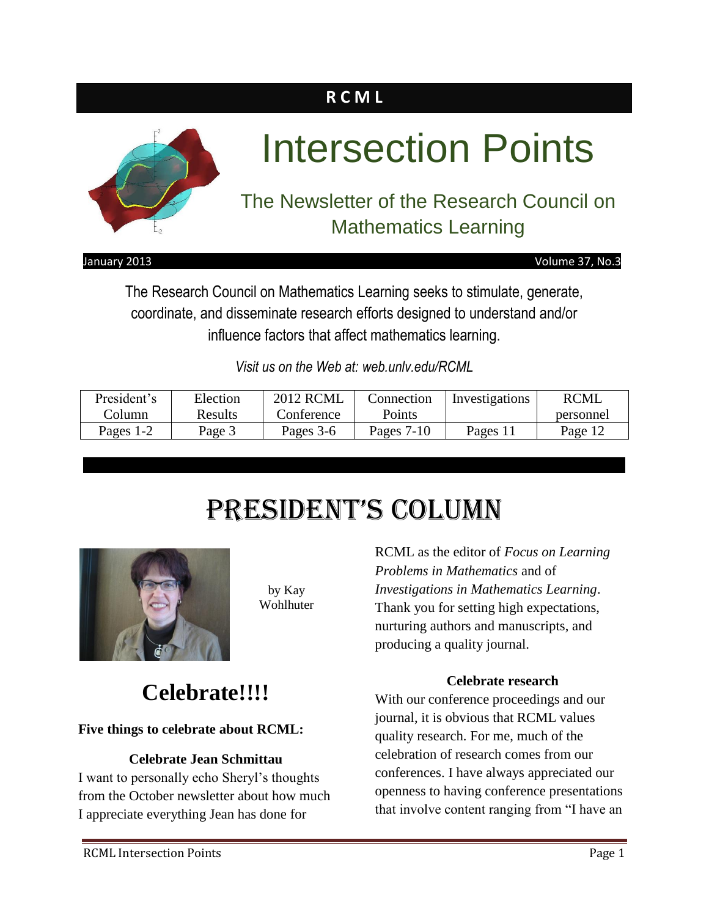**R C M L**

# Intersection Points

## The Newsletter of the Research Council on Mathematics Learning

January 2013 Volume 37, No.3

The Research Council on Mathematics Learning seeks to stimulate, generate, coordinate, and disseminate research efforts designed to understand and/or influence factors that affect mathematics learning.

*Visit us on the Web at: web.unlv.edu/RCML*

| President's Column | Election Results | 2012 RCML Conference | Connection Points | Investigations | RCML personnel |
|---|---|---|---|---|---|
| Pages 1-2 | Page 3 | Pages 3-6 | Pages 7-10 | Pages 11 | Page 12 |

# PRESIDENT'S COLUMN

by Kay Wohlhuter

## Celebrate!!!!

**Five things to celebrate about RCML:**

**Celebrate Jean Schmittau**

I want to personally echo Sheryl's thoughts from the October newsletter about how much I appreciate everything Jean has done for RCML as the editor of *Focus on Learning Problems in Mathematics* and of *Investigations in Mathematics Learning*. Thank you for setting high expectations, nurturing authors and manuscripts, and producing a quality journal.

**Celebrate research**

With our conference proceedings and our journal, it is obvious that RCML values quality research. For me, much of the celebration of research comes from our conferences. I have always appreciated our openness to having conference presentations that involve content ranging from "I have an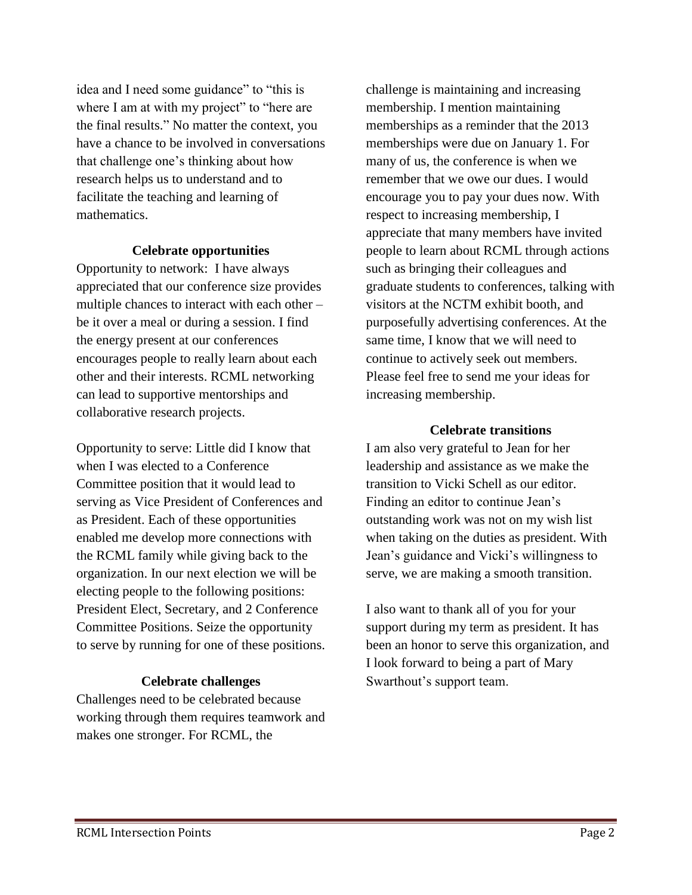idea and I need some guidance" to "this is where I am at with my project" to "here are the final results." No matter the context, you have a chance to be involved in conversations that challenge one's thinking about how research helps us to understand and to facilitate the teaching and learning of mathematics.

### Celebrate opportunities

Opportunity to network: I have always appreciated that our conference size provides multiple chances to interact with each other – be it over a meal or during a session. I find the energy present at our conferences encourages people to really learn about each other and their interests. RCML networking can lead to supportive mentorships and collaborative research projects.

Opportunity to serve: Little did I know that when I was elected to a Conference Committee position that it would lead to serving as Vice President of Conferences and as President. Each of these opportunities enabled me develop more connections with the RCML family while giving back to the organization. In our next election we will be electing people to the following positions: President Elect, Secretary, and 2 Conference Committee Positions. Seize the opportunity to serve by running for one of these positions.

### Celebrate challenges

Challenges need to be celebrated because working through them requires teamwork and makes one stronger. For RCML, the challenge is maintaining and increasing membership. I mention maintaining memberships as a reminder that the 2013 memberships were due on January 1. For many of us, the conference is when we remember that we owe our dues. I would encourage you to pay your dues now. With respect to increasing membership, I appreciate that many members have invited people to learn about RCML through actions such as bringing their colleagues and graduate students to conferences, talking with visitors at the NCTM exhibit booth, and purposefully advertising conferences. At the same time, I know that we will need to continue to actively seek out members. Please feel free to send me your ideas for increasing membership.

### Celebrate transitions

I am also very grateful to Jean for her leadership and assistance as we make the transition to Vicki Schell as our editor. Finding an editor to continue Jean's outstanding work was not on my wish list when taking on the duties as president. With Jean's guidance and Vicki's willingness to serve, we are making a smooth transition.

I also want to thank all of you for your support during my term as president. It has been an honor to serve this organization, and I look forward to being a part of Mary Swarthout's support team.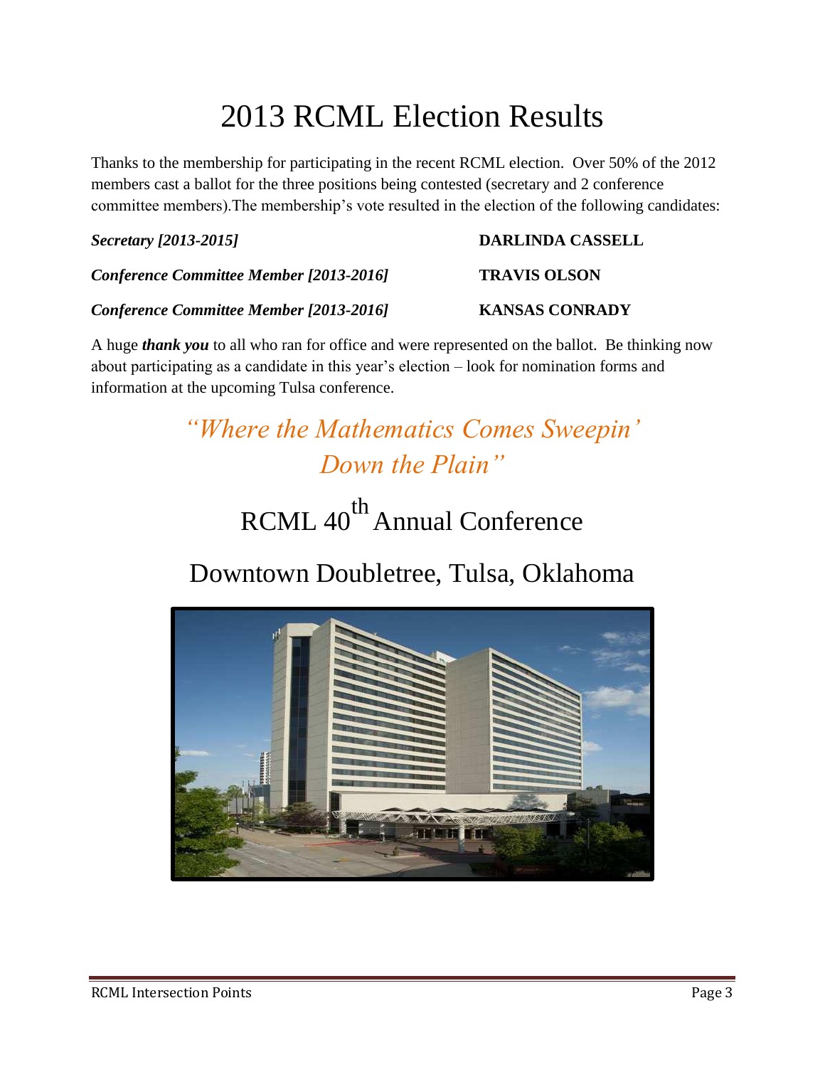# 2013 RCML Election Results

Thanks to the membership for participating in the recent RCML election. Over 50% of the 2012 members cast a ballot for the three positions being contested (secretary and 2 conference committee members).The membership's vote resulted in the election of the following candidates:

| | |
|---|---|
| ***Secretary [2013-2015]*** | **DARLINDA CASSELL** |
| ***Conference Committee Member [2013-2016]*** | **TRAVIS OLSON** |
| ***Conference Committee Member [2013-2016]*** | **KANSAS CONRADY** |

A huge ***thank you*** to all who ran for office and were represented on the ballot. Be thinking now about participating as a candidate in this year's election – look for nomination forms and information at the upcoming Tulsa conference.

*"Where the Mathematics Comes Sweepin' Down the Plain"*

## RCML 40th Annual Conference

## Downtown Doubletree, Tulsa, Oklahoma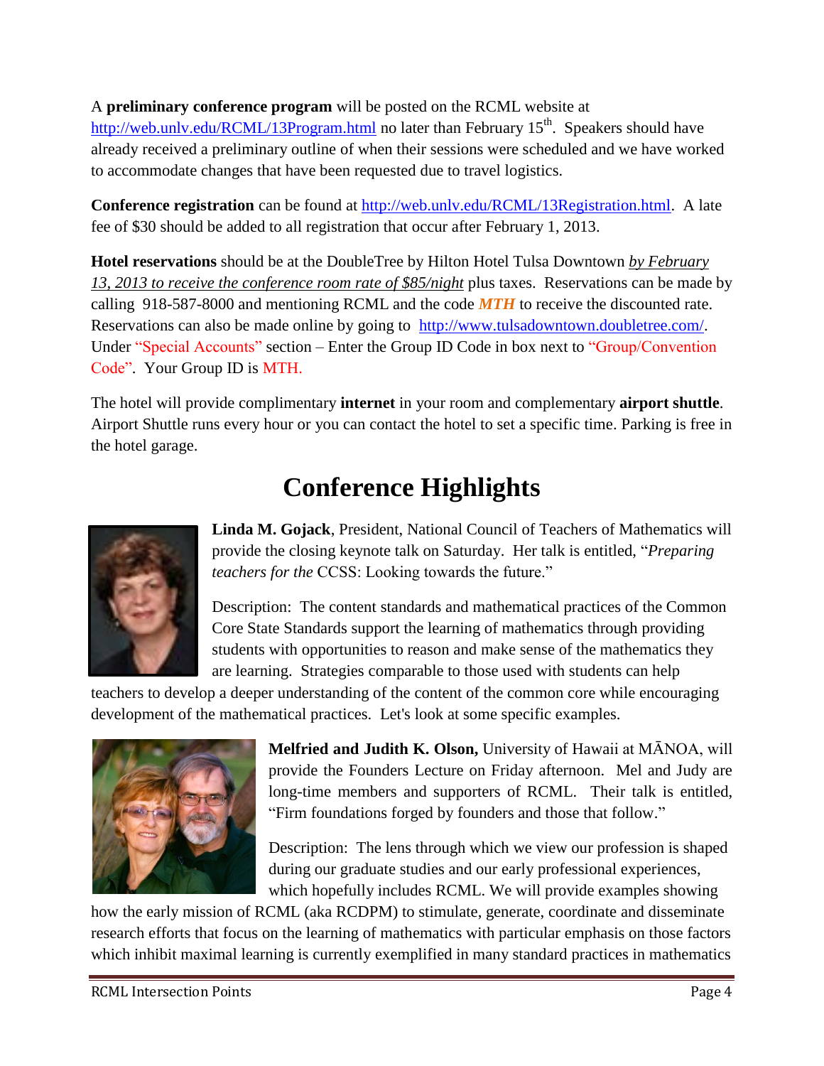A **preliminary conference program** will be posted on the RCML website at http://web.unlv.edu/RCML/13Program.html no later than February 15th. Speakers should have already received a preliminary outline of when their sessions were scheduled and we have worked to accommodate changes that have been requested due to travel logistics.

**Conference registration** can be found at http://web.unlv.edu/RCML/13Registration.html. A late fee of $30 should be added to all registration that occur after February 1, 2013.

**Hotel reservations** should be at the DoubleTree by Hilton Hotel Tulsa Downtown *by February 13, 2013 to receive the conference room rate of $85/night* plus taxes. Reservations can be made by calling 918-587-8000 and mentioning RCML and the code ***MTH*** to receive the discounted rate. Reservations can also be made online by going to http://www.tulsadowntown.doubletree.com/. Under "Special Accounts" section – Enter the Group ID Code in box next to "Group/Convention Code". Your Group ID is MTH.

The hotel will provide complimentary **internet** in your room and complementary **airport shuttle**. Airport Shuttle runs every hour or you can contact the hotel to set a specific time. Parking is free in the hotel garage.

# Conference Highlights

**Linda M. Gojack**, President, National Council of Teachers of Mathematics will provide the closing keynote talk on Saturday. Her talk is entitled, "*Preparing teachers for the* CCSS: Looking towards the future."

Description: The content standards and mathematical practices of the Common Core State Standards support the learning of mathematics through providing students with opportunities to reason and make sense of the mathematics they are learning. Strategies comparable to those used with students can help teachers to develop a deeper understanding of the content of the common core while encouraging development of the mathematical practices. Let's look at some specific examples.

**Melfried and Judith K. Olson,** University of Hawaii at MĀNOA, will provide the Founders Lecture on Friday afternoon. Mel and Judy are long-time members and supporters of RCML. Their talk is entitled, "Firm foundations forged by founders and those that follow."

Description: The lens through which we view our profession is shaped during our graduate studies and our early professional experiences, which hopefully includes RCML. We will provide examples showing how the early mission of RCML (aka RCDPM) to stimulate, generate, coordinate and disseminate research efforts that focus on the learning of mathematics with particular emphasis on those factors which inhibit maximal learning is currently exemplified in many standard practices in mathematics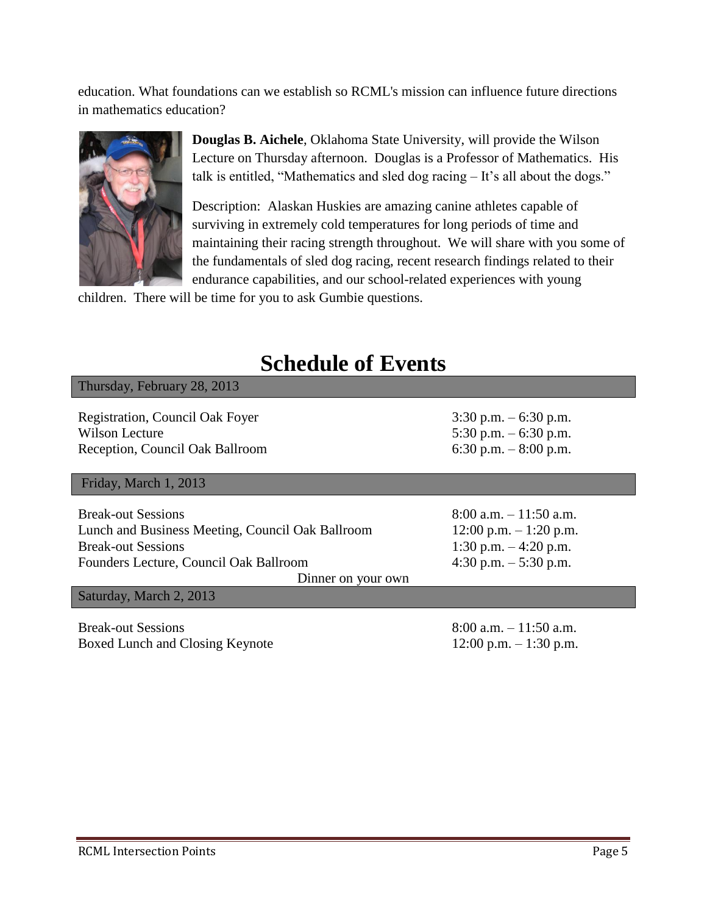education. What foundations can we establish so RCML's mission can influence future directions in mathematics education?

**Douglas B. Aichele**, Oklahoma State University, will provide the Wilson Lecture on Thursday afternoon. Douglas is a Professor of Mathematics. His talk is entitled, "Mathematics and sled dog racing – It's all about the dogs."

Description: Alaskan Huskies are amazing canine athletes capable of surviving in extremely cold temperatures for long periods of time and maintaining their racing strength throughout. We will share with you some of the fundamentals of sled dog racing, recent research findings related to their endurance capabilities, and our school-related experiences with young children. There will be time for you to ask Gumbie questions.

# Schedule of Events

## Thursday, February 28, 2013

| Event | Time |
|---|---|
| Registration, Council Oak Foyer | 3:30 p.m. – 6:30 p.m. |
| Wilson Lecture | 5:30 p.m. – 6:30 p.m. |
| Reception, Council Oak Ballroom | 6:30 p.m. – 8:00 p.m. |

## Friday, March 1, 2013

| Event | Time |
|---|---|
| Break-out Sessions | 8:00 a.m. – 11:50 a.m. |
| Lunch and Business Meeting, Council Oak Ballroom | 12:00 p.m. – 1:20 p.m. |
| Break-out Sessions | 1:30 p.m. – 4:20 p.m. |
| Founders Lecture, Council Oak Ballroom | 4:30 p.m. – 5:30 p.m. |

Dinner on your own

## Saturday, March 2, 2013

| Event | Time |
|---|---|
| Break-out Sessions | 8:00 a.m. – 11:50 a.m. |
| Boxed Lunch and Closing Keynote | 12:00 p.m. – 1:30 p.m. |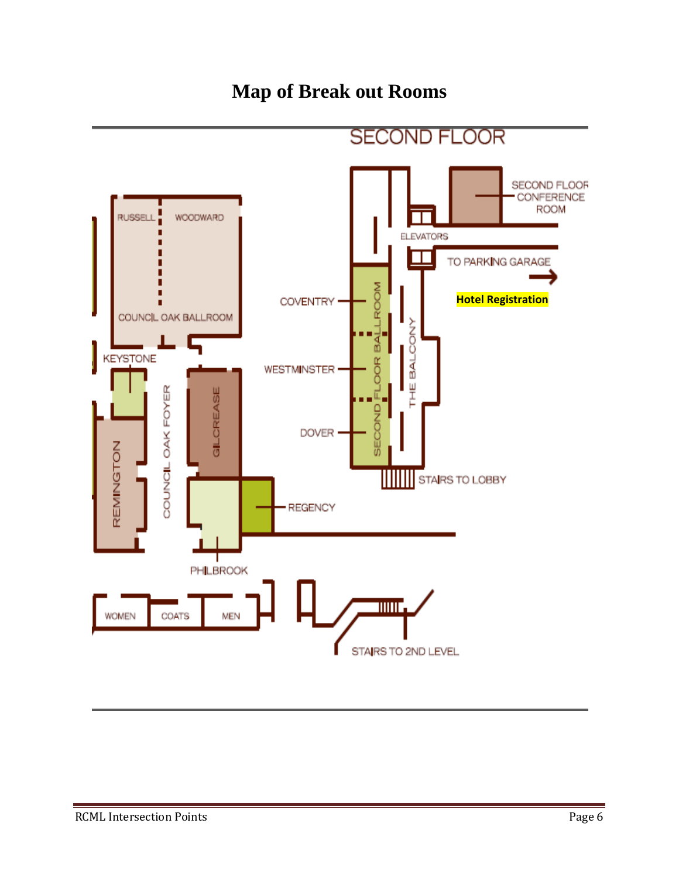# Map of Break out Rooms

SECOND FLOOR

RUSSELL | WOODWARD

COUNCIL OAK BALLROOM

KEYSTONE

REMINGTON

COUNCIL OAK FOYER

GILCREASE

PHILBROOK

REGENCY

COVENTRY

WESTMINSTER

DOVER

SECOND FLOOR BALLROOM

THE BALCONY

ELEVATORS

SECOND FLOOR CONFERENCE ROOM

TO PARKING GARAGE

**Hotel Registration**

STAIRS TO LOBBY

WOMEN | COATS | MEN

STAIRS TO 2ND LEVEL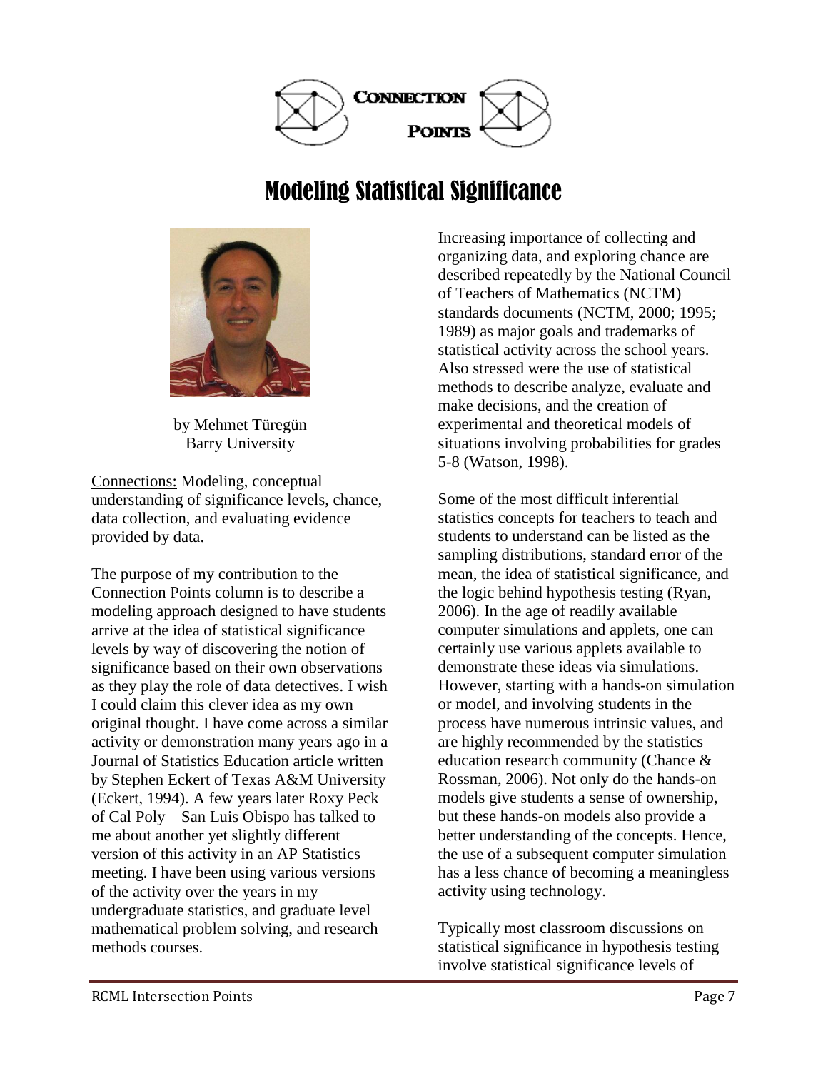# Modeling Statistical Significance

by Mehmet Türegün
Barry University

Connections: Modeling, conceptual understanding of significance levels, chance, data collection, and evaluating evidence provided by data.

The purpose of my contribution to the Connection Points column is to describe a modeling approach designed to have students arrive at the idea of statistical significance levels by way of discovering the notion of significance based on their own observations as they play the role of data detectives. I wish I could claim this clever idea as my own original thought. I have come across a similar activity or demonstration many years ago in a Journal of Statistics Education article written by Stephen Eckert of Texas A&M University (Eckert, 1994). A few years later Roxy Peck of Cal Poly – San Luis Obispo has talked to me about another yet slightly different version of this activity in an AP Statistics meeting. I have been using various versions of the activity over the years in my undergraduate statistics, and graduate level mathematical problem solving, and research methods courses.

Increasing importance of collecting and organizing data, and exploring chance are described repeatedly by the National Council of Teachers of Mathematics (NCTM) standards documents (NCTM, 2000; 1995; 1989) as major goals and trademarks of statistical activity across the school years. Also stressed were the use of statistical methods to describe analyze, evaluate and make decisions, and the creation of experimental and theoretical models of situations involving probabilities for grades 5-8 (Watson, 1998).

Some of the most difficult inferential statistics concepts for teachers to teach and students to understand can be listed as the sampling distributions, standard error of the mean, the idea of statistical significance, and the logic behind hypothesis testing (Ryan, 2006). In the age of readily available computer simulations and applets, one can certainly use various applets available to demonstrate these ideas via simulations. However, starting with a hands-on simulation or model, and involving students in the process have numerous intrinsic values, and are highly recommended by the statistics education research community (Chance & Rossman, 2006). Not only do the hands-on models give students a sense of ownership, but these hands-on models also provide a better understanding of the concepts. Hence, the use of a subsequent computer simulation has a less chance of becoming a meaningless activity using technology.

Typically most classroom discussions on statistical significance in hypothesis testing involve statistical significance levels of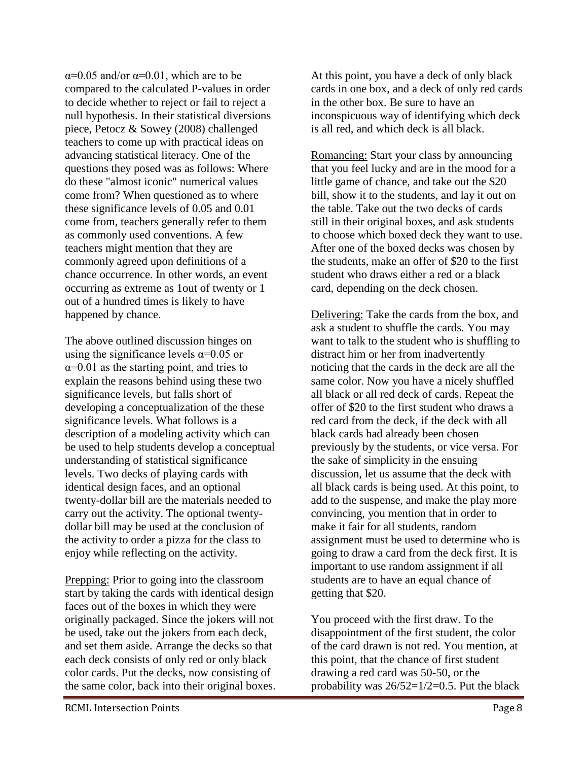$\alpha=0.05$ and/or $\alpha=0.01$, which are to be compared to the calculated P-values in order to decide whether to reject or fail to reject a null hypothesis. In their statistical diversions piece, Petocz & Sowey (2008) challenged teachers to come up with practical ideas on advancing statistical literacy. One of the questions they posed was as follows: Where do these "almost iconic" numerical values come from? When questioned as to where these significance levels of 0.05 and 0.01 come from, teachers generally refer to them as commonly used conventions. A few teachers might mention that they are commonly agreed upon definitions of a chance occurrence. In other words, an event occurring as extreme as 1out of twenty or 1 out of a hundred times is likely to have happened by chance.

The above outlined discussion hinges on using the significance levels $\alpha=0.05$ or $\alpha=0.01$ as the starting point, and tries to explain the reasons behind using these two significance levels, but falls short of developing a conceptualization of the these significance levels. What follows is a description of a modeling activity which can be used to help students develop a conceptual understanding of statistical significance levels. Two decks of playing cards with identical design faces, and an optional twenty-dollar bill are the materials needed to carry out the activity. The optional twenty-dollar bill may be used at the conclusion of the activity to order a pizza for the class to enjoy while reflecting on the activity.

Prepping: Prior to going into the classroom start by taking the cards with identical design faces out of the boxes in which they were originally packaged. Since the jokers will not be used, take out the jokers from each deck, and set them aside. Arrange the decks so that each deck consists of only red or only black color cards. Put the decks, now consisting of the same color, back into their original boxes. At this point, you have a deck of only black cards in one box, and a deck of only red cards in the other box. Be sure to have an inconspicuous way of identifying which deck is all red, and which deck is all black.

Romancing: Start your class by announcing that you feel lucky and are in the mood for a little game of chance, and take out the \$20 bill, show it to the students, and lay it out on the table. Take out the two decks of cards still in their original boxes, and ask students to choose which boxed deck they want to use. After one of the boxed decks was chosen by the students, make an offer of \$20 to the first student who draws either a red or a black card, depending on the deck chosen.

Delivering: Take the cards from the box, and ask a student to shuffle the cards. You may want to talk to the student who is shuffling to distract him or her from inadvertently noticing that the cards in the deck are all the same color. Now you have a nicely shuffled all black or all red deck of cards. Repeat the offer of \$20 to the first student who draws a red card from the deck, if the deck with all black cards had already been chosen previously by the students, or vice versa. For the sake of simplicity in the ensuing discussion, let us assume that the deck with all black cards is being used. At this point, to add to the suspense, and make the play more convincing, you mention that in order to make it fair for all students, random assignment must be used to determine who is going to draw a card from the deck first. It is important to use random assignment if all students are to have an equal chance of getting that \$20.

You proceed with the first draw. To the disappointment of the first student, the color of the card drawn is not red. You mention, at this point, that the chance of first student drawing a red card was 50-50, or the probability was $26/52=1/2=0.5$. Put the black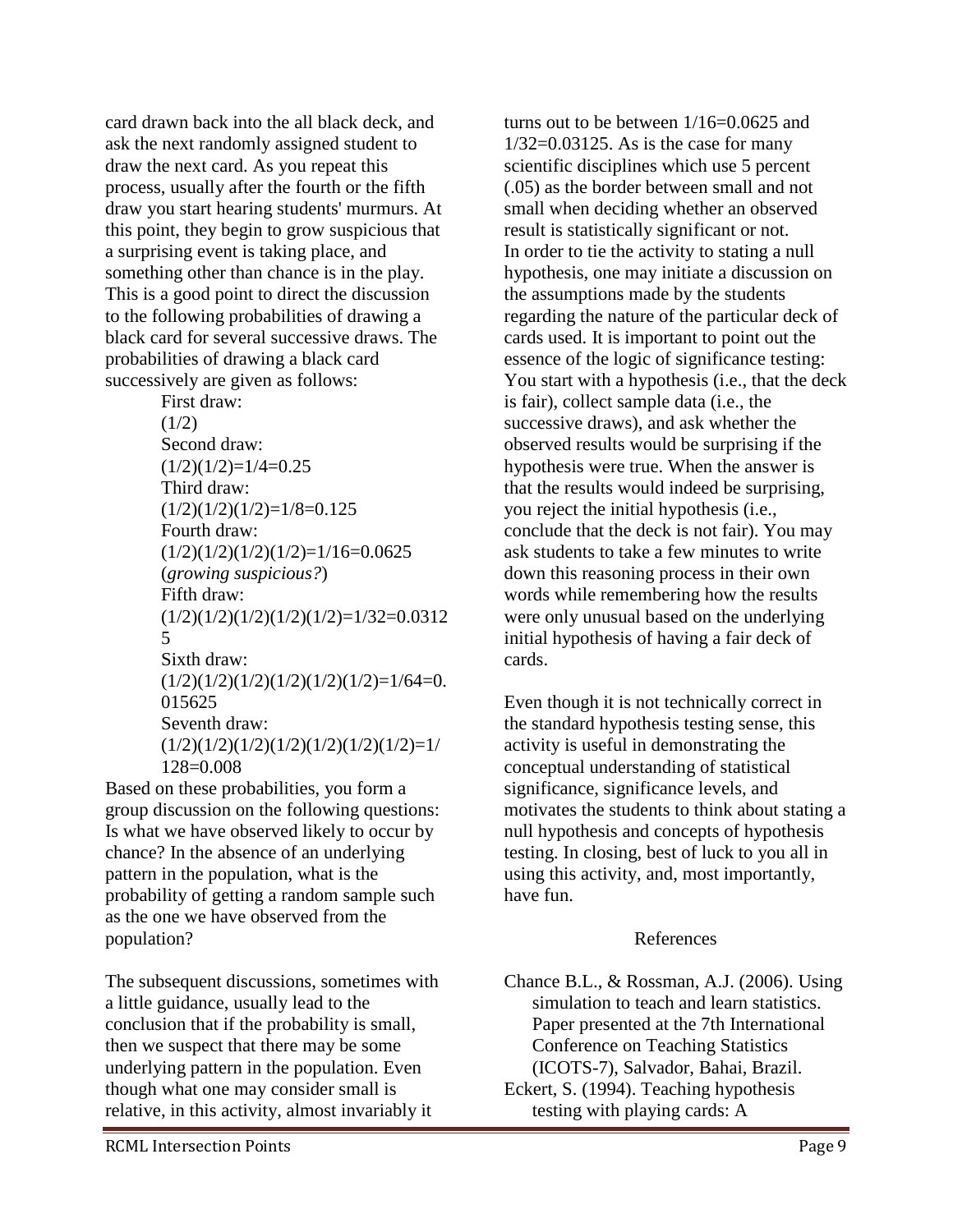card drawn back into the all black deck, and ask the next randomly assigned student to draw the next card. As you repeat this process, usually after the fourth or the fifth draw you start hearing students' murmurs. At this point, they begin to grow suspicious that a surprising event is taking place, and something other than chance is in the play. This is a good point to direct the discussion to the following probabilities of drawing a black card for several successive draws. The probabilities of drawing a black card successively are given as follows:

First draw:
$(1/2)$

Second draw:
$(1/2)(1/2)=1/4=0.25$

Third draw:
$(1/2)(1/2)(1/2)=1/8=0.125$

Fourth draw:
$(1/2)(1/2)(1/2)(1/2)=1/16=0.0625$
(*growing suspicious?*)

Fifth draw:
$(1/2)(1/2)(1/2)(1/2)(1/2)=1/32=0.03125$

Sixth draw:
$(1/2)(1/2)(1/2)(1/2)(1/2)(1/2)=1/64=0.015625$

Seventh draw:
$(1/2)(1/2)(1/2)(1/2)(1/2)(1/2)(1/2)=1/128=0.008$

Based on these probabilities, you form a group discussion on the following questions: Is what we have observed likely to occur by chance? In the absence of an underlying pattern in the population, what is the probability of getting a random sample such as the one we have observed from the population?

The subsequent discussions, sometimes with a little guidance, usually lead to the conclusion that if the probability is small, then we suspect that there may be some underlying pattern in the population. Even though what one may consider small is relative, in this activity, almost invariably it turns out to be between 1/16=0.0625 and 1/32=0.03125. As is the case for many scientific disciplines which use 5 percent (.05) as the border between small and not small when deciding whether an observed result is statistically significant or not.

In order to tie the activity to stating a null hypothesis, one may initiate a discussion on the assumptions made by the students regarding the nature of the particular deck of cards used. It is important to point out the essence of the logic of significance testing: You start with a hypothesis (i.e., that the deck is fair), collect sample data (i.e., the successive draws), and ask whether the observed results would be surprising if the hypothesis were true. When the answer is that the results would indeed be surprising, you reject the initial hypothesis (i.e., conclude that the deck is not fair). You may ask students to take a few minutes to write down this reasoning process in their own words while remembering how the results were only unusual based on the underlying initial hypothesis of having a fair deck of cards.

Even though it is not technically correct in the standard hypothesis testing sense, this activity is useful in demonstrating the conceptual understanding of statistical significance, significance levels, and motivates the students to think about stating a null hypothesis and concepts of hypothesis testing. In closing, best of luck to you all in using this activity, and, most importantly, have fun.

## References

Chance B.L., & Rossman, A.J. (2006). Using simulation to teach and learn statistics. Paper presented at the 7th International Conference on Teaching Statistics (ICOTS-7), Salvador, Bahai, Brazil.

Eckert, S. (1994). Teaching hypothesis testing with playing cards: A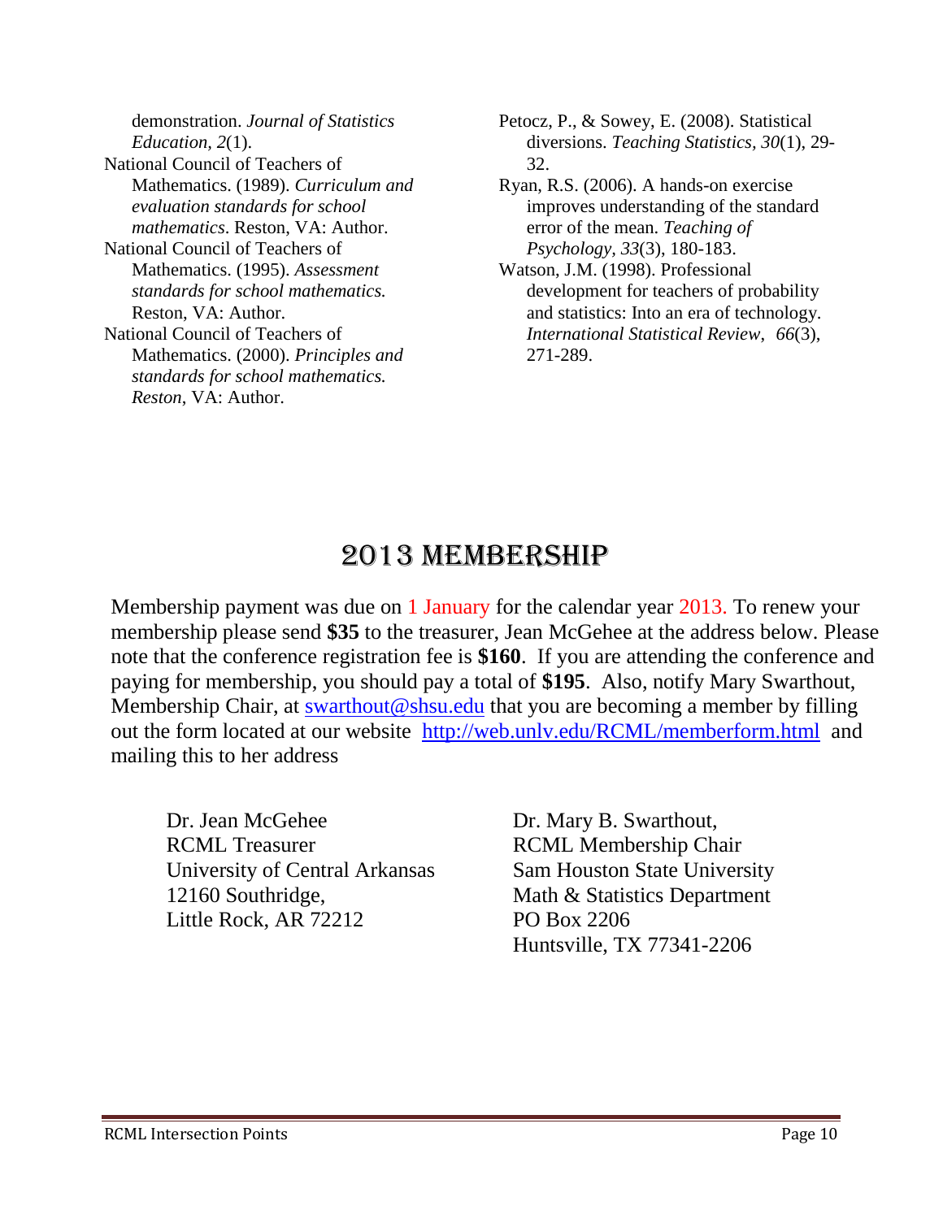demonstration. *Journal of Statistics Education, 2*(1).

National Council of Teachers of Mathematics. (1989). *Curriculum and evaluation standards for school mathematics*. Reston, VA: Author.

National Council of Teachers of Mathematics. (1995). *Assessment standards for school mathematics.* Reston, VA: Author.

National Council of Teachers of Mathematics. (2000). *Principles and standards for school mathematics. Reston*, VA: Author.

Petocz, P., & Sowey, E. (2008). Statistical diversions. *Teaching Statistics, 30*(1), 29-32.

Ryan, R.S. (2006). A hands-on exercise improves understanding of the standard error of the mean. *Teaching of Psychology, 33*(3), 180-183.

Watson, J.M. (1998). Professional development for teachers of probability and statistics: Into an era of technology. *International Statistical Review*, *66*(3), 271-289.

# 2013 Membership

Membership payment was due on 1 January for the calendar year 2013. To renew your membership please send **$35** to the treasurer, Jean McGehee at the address below. Please note that the conference registration fee is **$160**. If you are attending the conference and paying for membership, you should pay a total of **$195**. Also, notify Mary Swarthout, Membership Chair, at swarthout@shsu.edu that you are becoming a member by filling out the form located at our website http://web.unlv.edu/RCML/memberform.html and mailing this to her address

Dr. Jean McGehee
RCML Treasurer
University of Central Arkansas
12160 Southridge,
Little Rock, AR 72212

Dr. Mary B. Swarthout,
RCML Membership Chair
Sam Houston State University
Math & Statistics Department
PO Box 2206
Huntsville, TX 77341-2206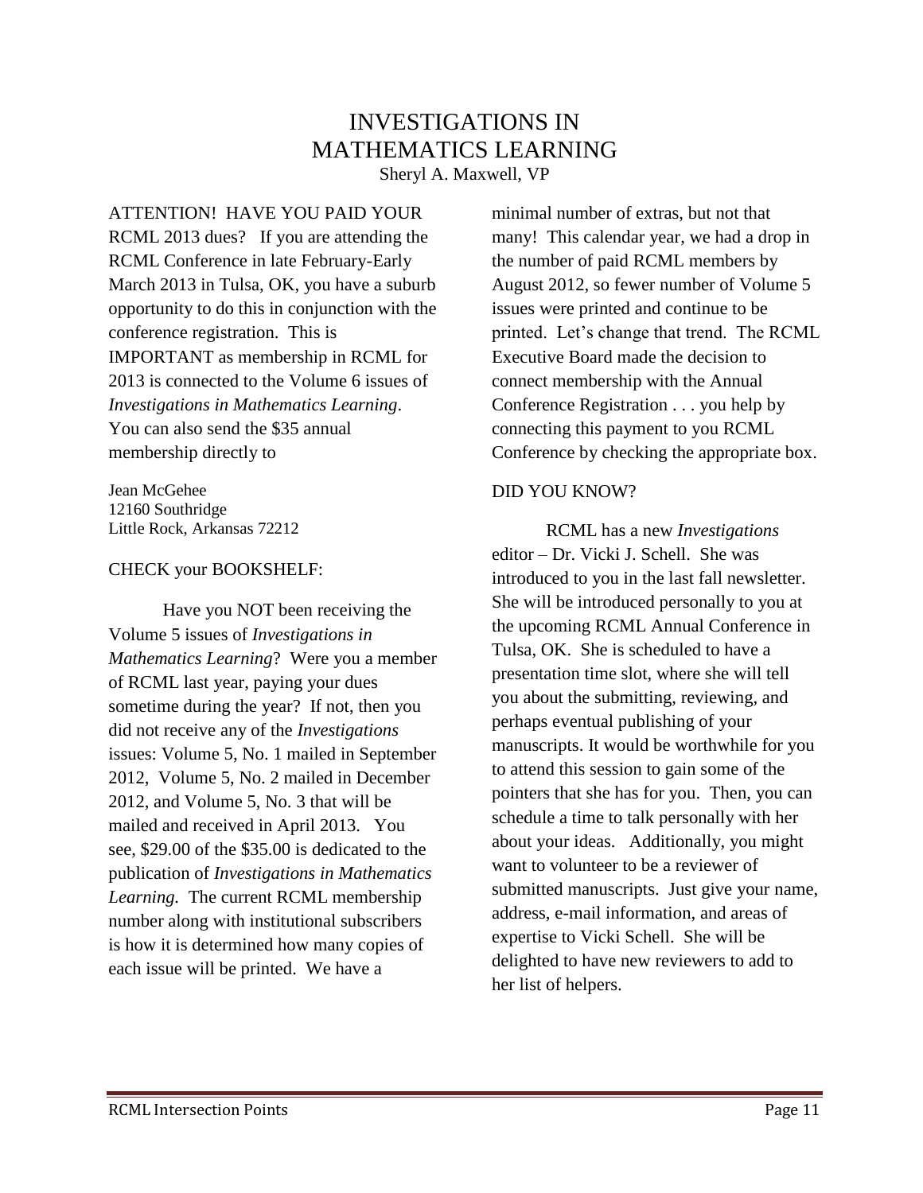# INVESTIGATIONS IN MATHEMATICS LEARNING

Sheryl A. Maxwell, VP

ATTENTION! HAVE YOU PAID YOUR RCML 2013 dues? If you are attending the RCML Conference in late February-Early March 2013 in Tulsa, OK, you have a suburb opportunity to do this in conjunction with the conference registration. This is IMPORTANT as membership in RCML for 2013 is connected to the Volume 6 issues of *Investigations in Mathematics Learning*. You can also send the $35 annual membership directly to

Jean McGehee
12160 Southridge
Little Rock, Arkansas 72212

CHECK your BOOKSHELF:

Have you NOT been receiving the Volume 5 issues of *Investigations in Mathematics Learning*? Were you a member of RCML last year, paying your dues sometime during the year? If not, then you did not receive any of the *Investigations* issues: Volume 5, No. 1 mailed in September 2012, Volume 5, No. 2 mailed in December 2012, and Volume 5, No. 3 that will be mailed and received in April 2013. You see, $29.00 of the $35.00 is dedicated to the publication of *Investigations in Mathematics Learning.* The current RCML membership number along with institutional subscribers is how it is determined how many copies of each issue will be printed. We have a minimal number of extras, but not that many! This calendar year, we had a drop in the number of paid RCML members by August 2012, so fewer number of Volume 5 issues were printed and continue to be printed. Let's change that trend. The RCML Executive Board made the decision to connect membership with the Annual Conference Registration . . . you help by connecting this payment to you RCML Conference by checking the appropriate box.

DID YOU KNOW?

RCML has a new *Investigations* editor – Dr. Vicki J. Schell. She was introduced to you in the last fall newsletter. She will be introduced personally to you at the upcoming RCML Annual Conference in Tulsa, OK. She is scheduled to have a presentation time slot, where she will tell you about the submitting, reviewing, and perhaps eventual publishing of your manuscripts. It would be worthwhile for you to attend this session to gain some of the pointers that she has for you. Then, you can schedule a time to talk personally with her about your ideas. Additionally, you might want to volunteer to be a reviewer of submitted manuscripts. Just give your name, address, e-mail information, and areas of expertise to Vicki Schell. She will be delighted to have new reviewers to add to her list of helpers.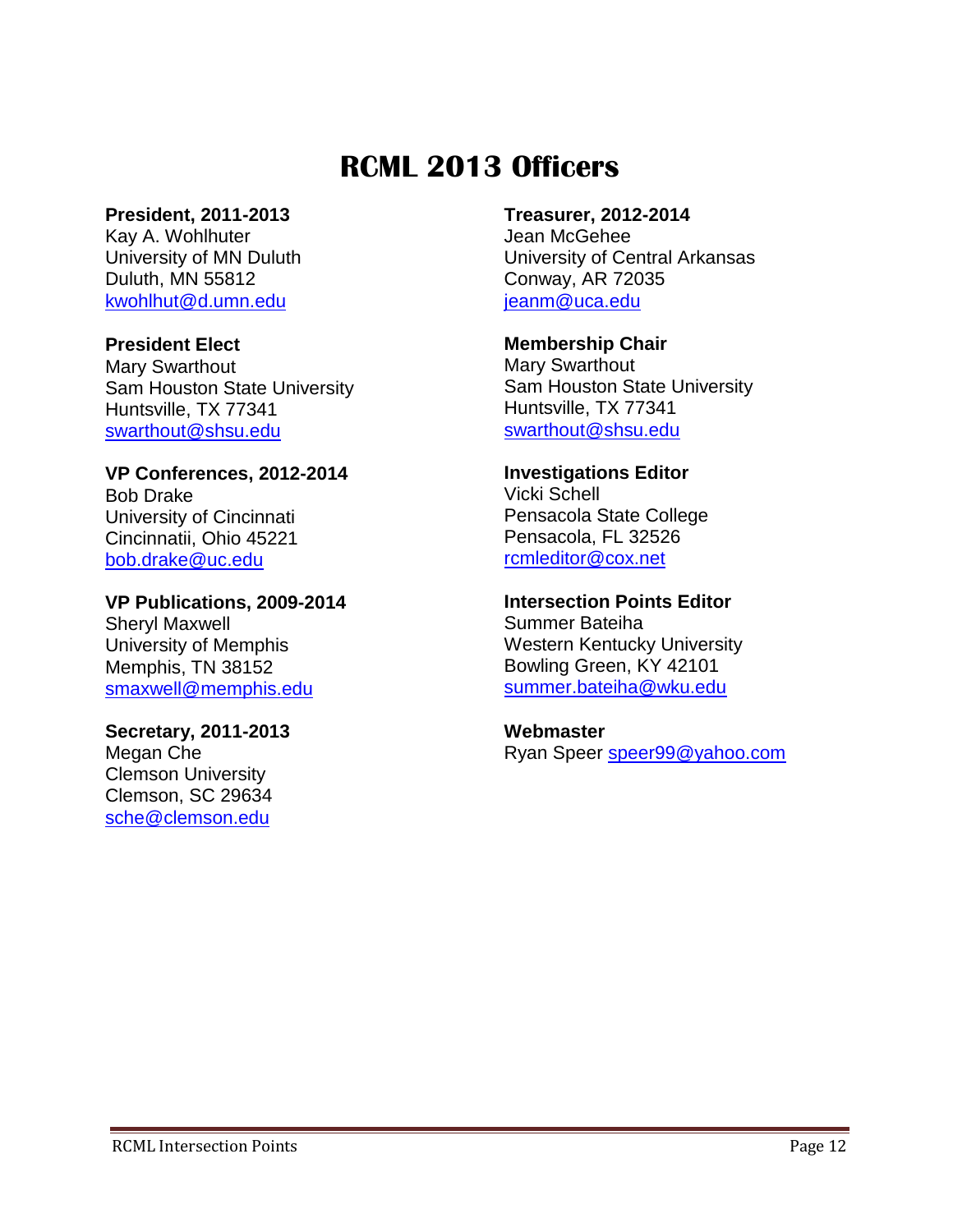# RCML 2013 Officers

**President, 2011-2013**
Kay A. Wohlhuter
University of MN Duluth
Duluth, MN 55812
kwohlhut@d.umn.edu

**President Elect**
Mary Swarthout
Sam Houston State University
Huntsville, TX 77341
swarthout@shsu.edu

**VP Conferences, 2012-2014**
Bob Drake
University of Cincinnati
Cincinnatii, Ohio 45221
bob.drake@uc.edu

**VP Publications, 2009-2014**
Sheryl Maxwell
University of Memphis
Memphis, TN 38152
smaxwell@memphis.edu

**Secretary, 2011-2013**
Megan Che
Clemson University
Clemson, SC 29634
sche@clemson.edu

**Treasurer, 2012-2014**
Jean McGehee
University of Central Arkansas
Conway, AR 72035
jeanm@uca.edu

**Membership Chair**
Mary Swarthout
Sam Houston State University
Huntsville, TX 77341
swarthout@shsu.edu

**Investigations Editor**
Vicki Schell
Pensacola State College
Pensacola, FL 32526
rcmleditor@cox.net

**Intersection Points Editor**
Summer Bateiha
Western Kentucky University
Bowling Green, KY 42101
summer.bateiha@wku.edu

**Webmaster**
Ryan Speer speer99@yahoo.com